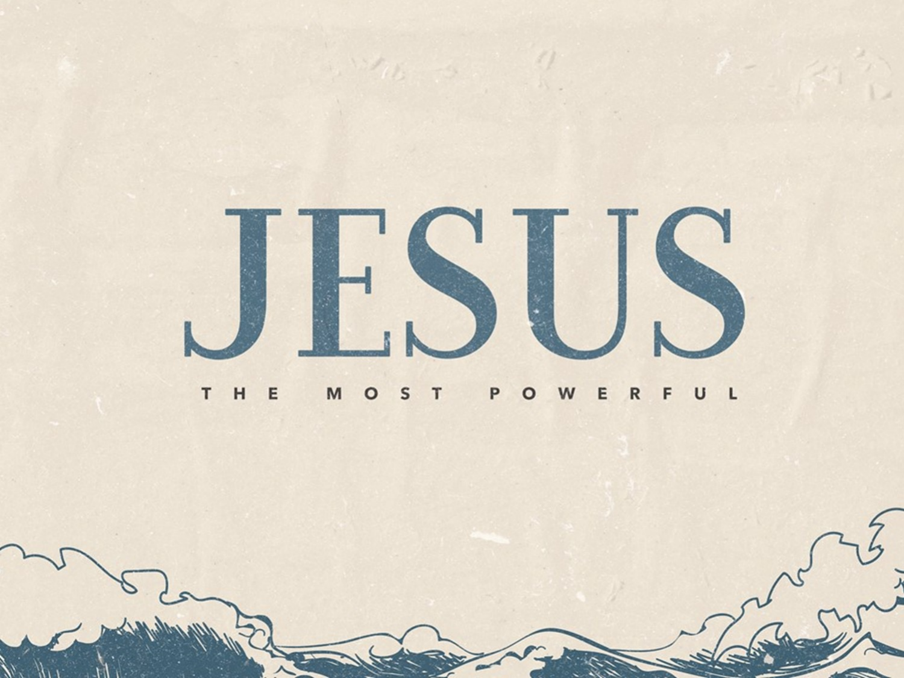# JESUS

THE MOST POWERFUL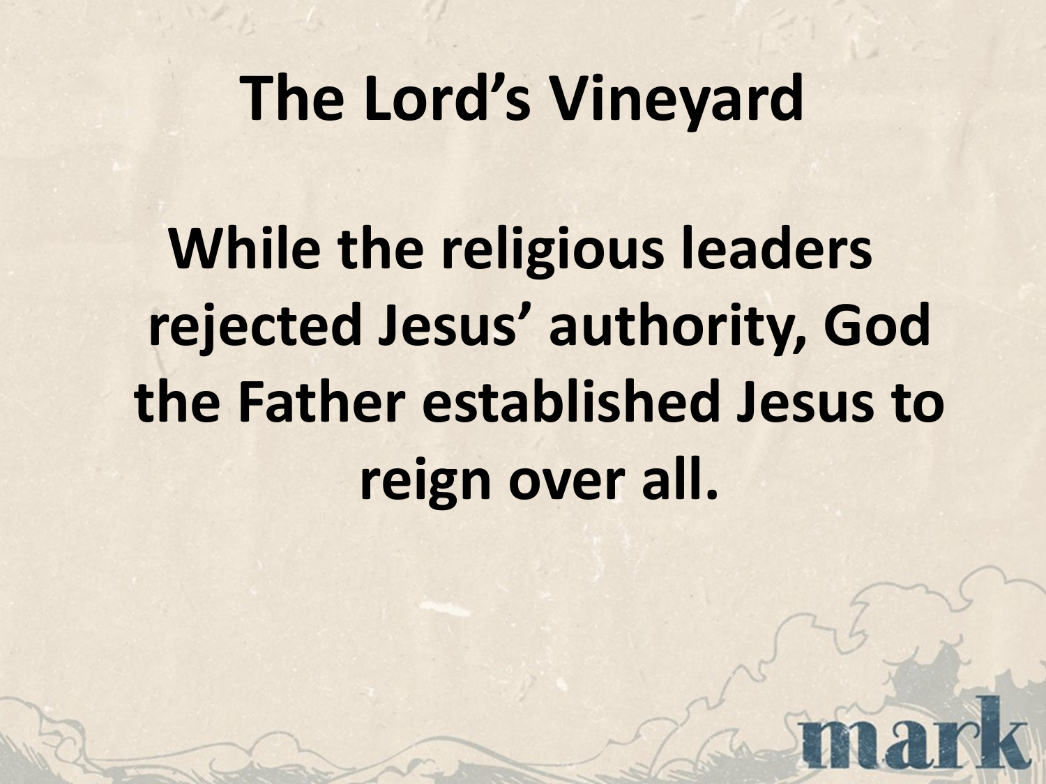# The Lord's Vineyard

**While the religious leaders rejected Jesus' authority, God the Father established Jesus to reign over all.**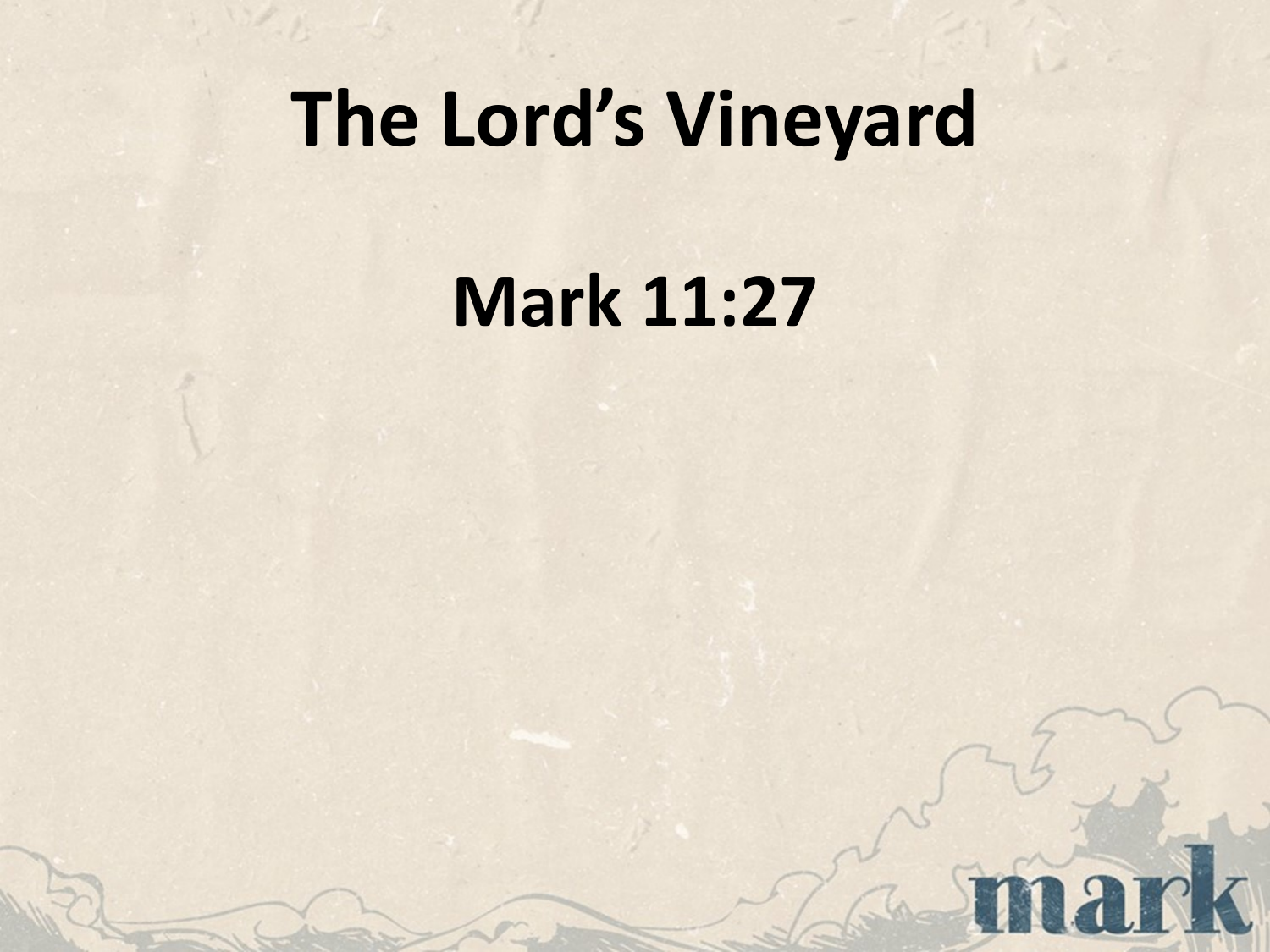# The Lord's Vineyard

## Mark 11:27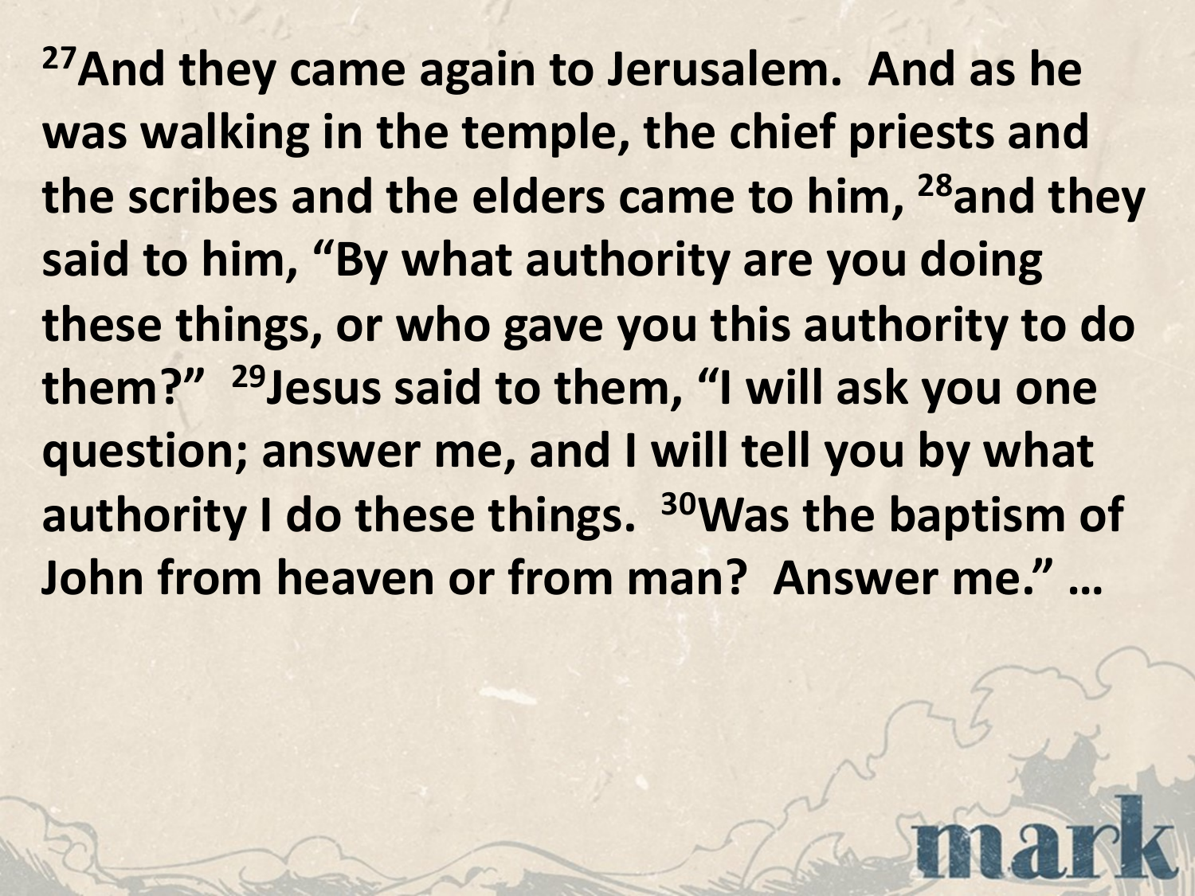**[27]And they came again to Jerusalem. And as he was walking in the temple, the chief priests and the scribes and the elders came to him, [28]and they said to him, "By what authority are you doing these things, or who gave you this authority to do them?" [29]Jesus said to them, "I will ask you one question; answer me, and I will tell you by what authority I do these things. [30]Was the baptism of John from heaven or from man? Answer me." …**

mark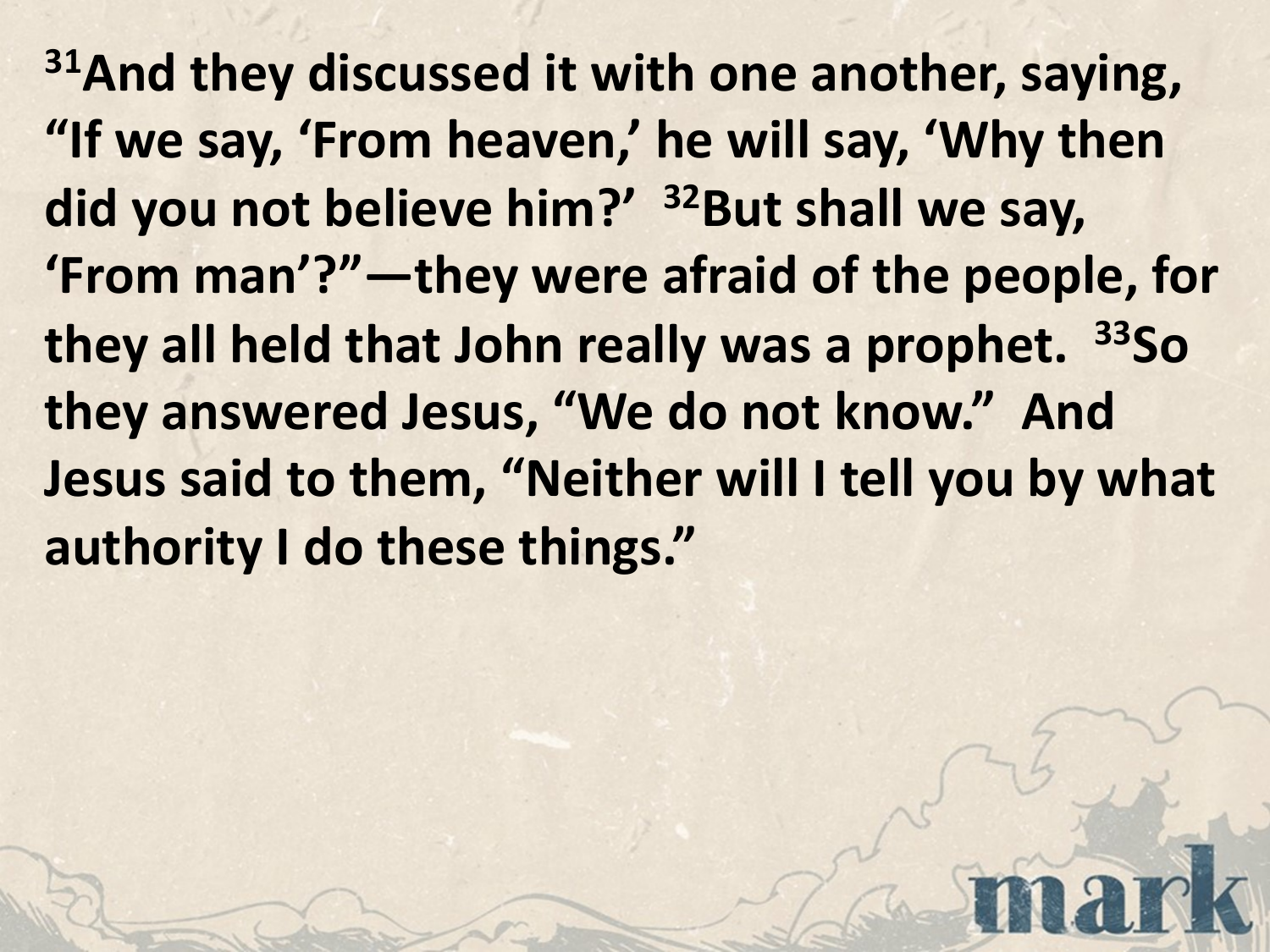**[31]And they discussed it with one another, saying, "If we say, 'From heaven,' he will say, 'Why then did you not believe him?' [32]But shall we say, 'From man'?"—they were afraid of the people, for they all held that John really was a prophet. [33]So they answered Jesus, "We do not know." And Jesus said to them, "Neither will I tell you by what authority I do these things."**

mark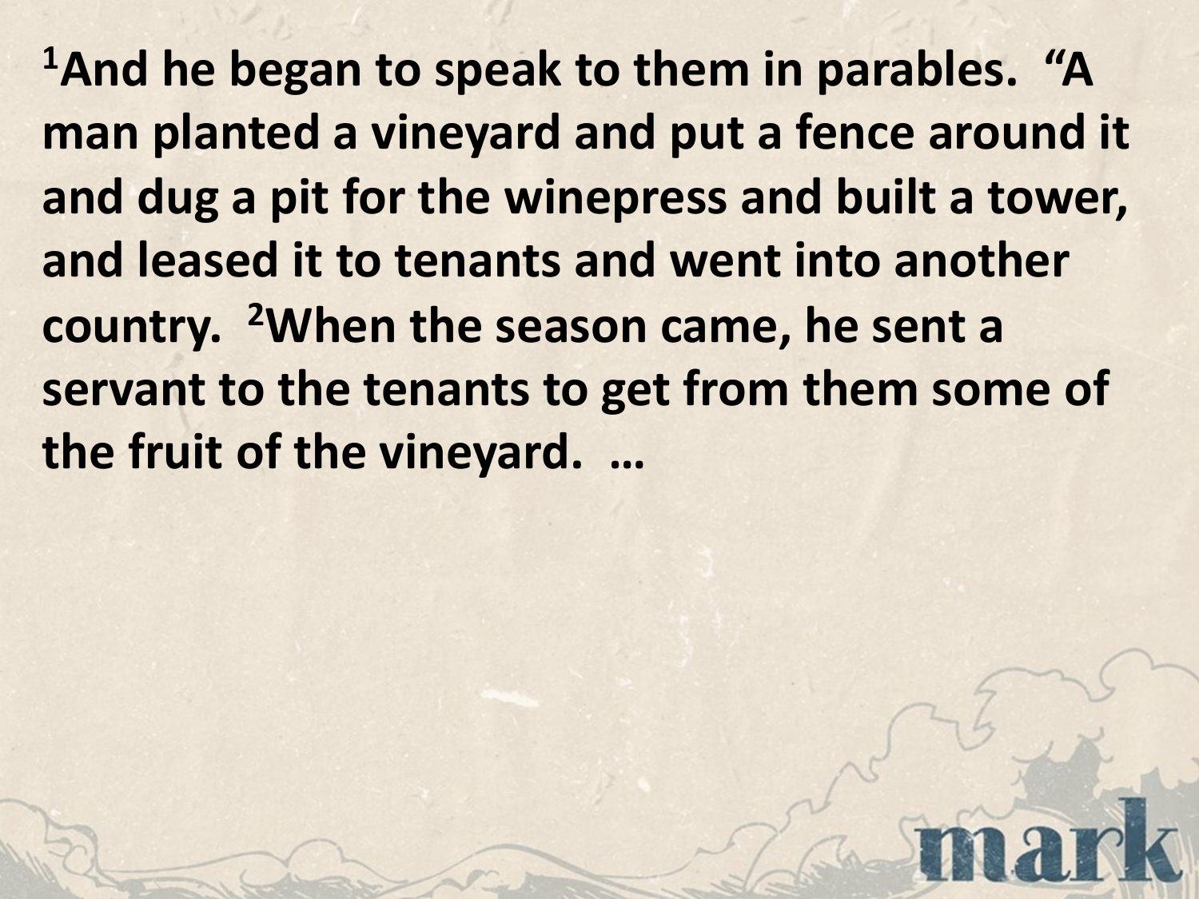**[1]And he began to speak to them in parables. "A man planted a vineyard and put a fence around it and dug a pit for the winepress and built a tower, and leased it to tenants and went into another country. [2]When the season came, he sent a servant to the tenants to get from them some of the fruit of the vineyard. …**

mark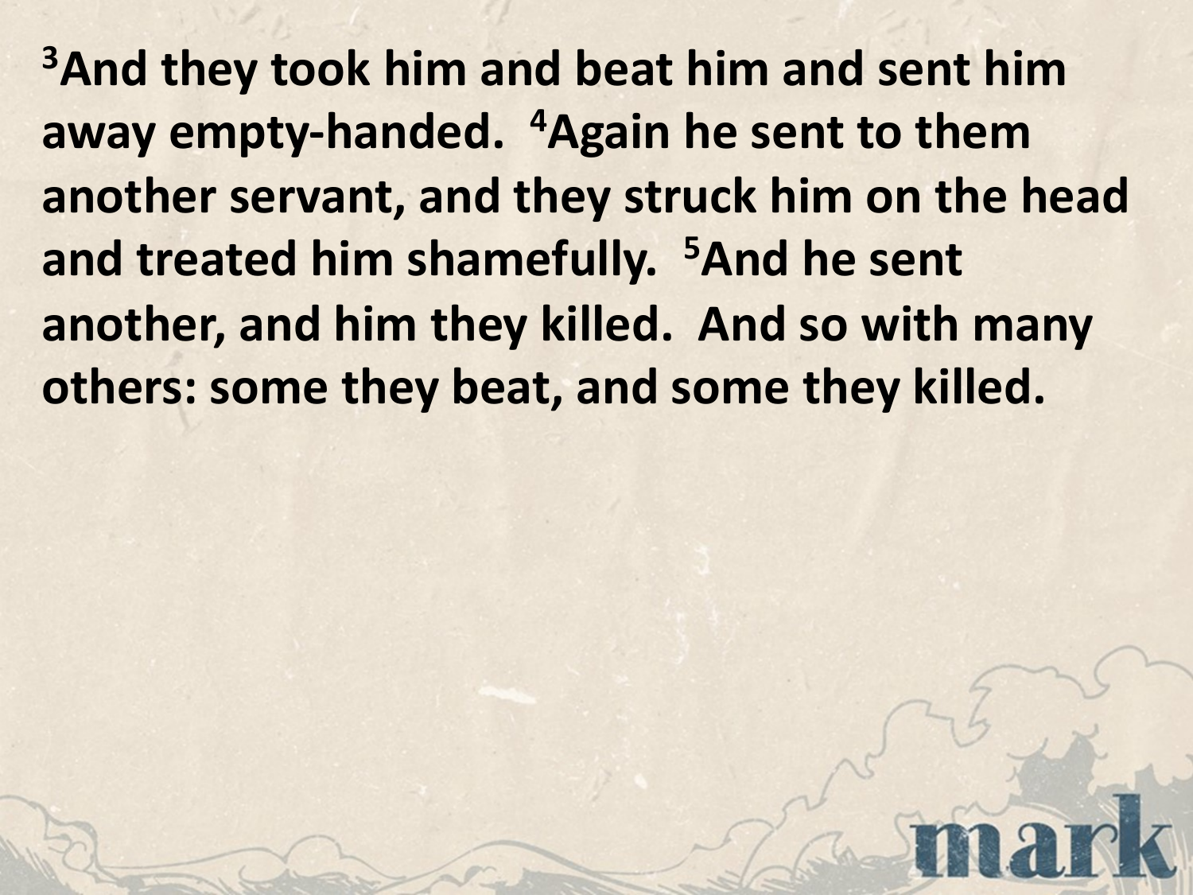**[3]And they took him and beat him and sent him away empty-handed. [4]Again he sent to them another servant, and they struck him on the head and treated him shamefully. [5]And he sent another, and him they killed. And so with many others: some they beat, and some they killed.**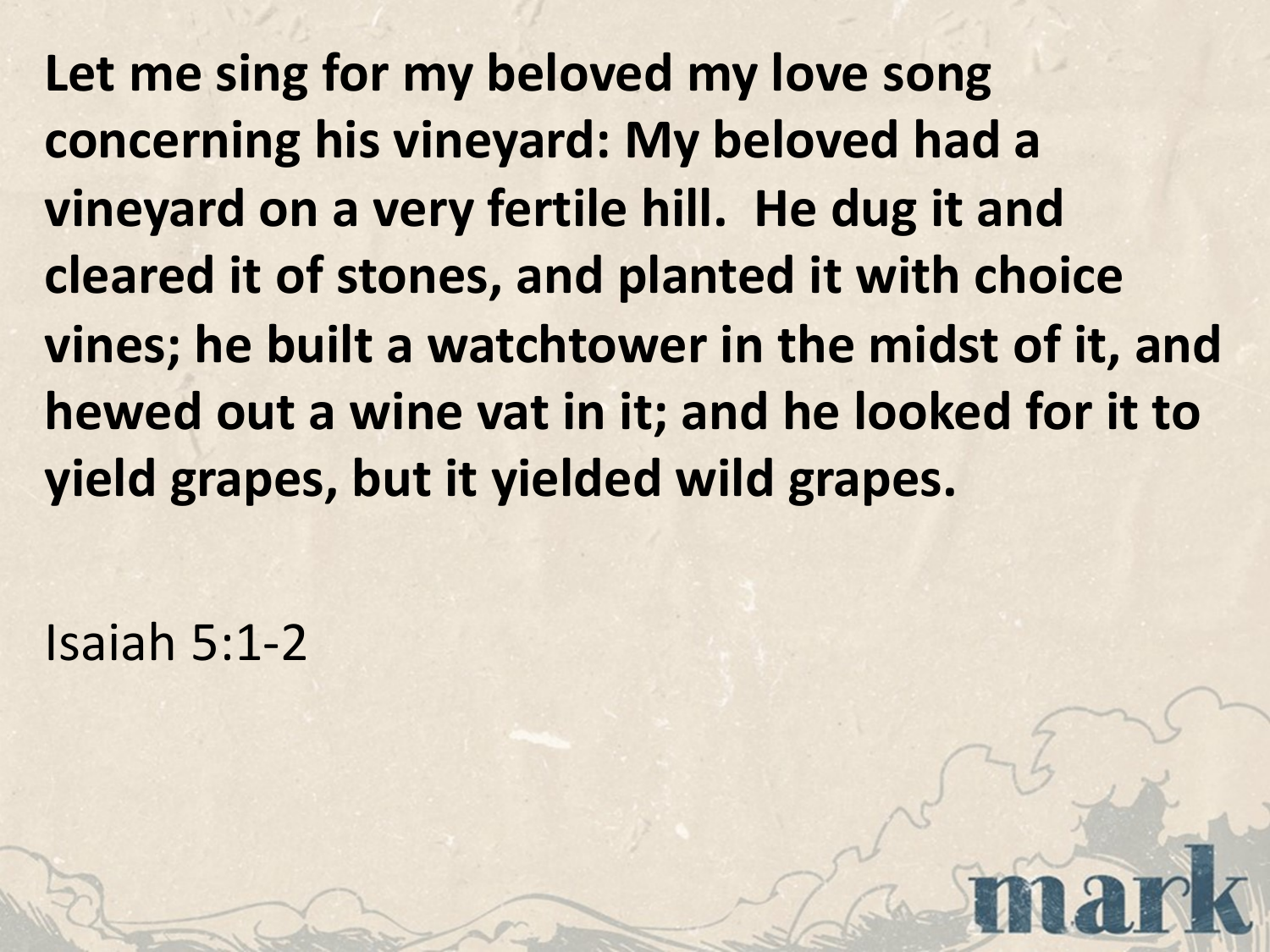**Let me sing for my beloved my love song concerning his vineyard: My beloved had a vineyard on a very fertile hill. He dug it and cleared it of stones, and planted it with choice vines; he built a watchtower in the midst of it, and hewed out a wine vat in it; and he looked for it to yield grapes, but it yielded wild grapes.**

Isaiah 5:1-2

mark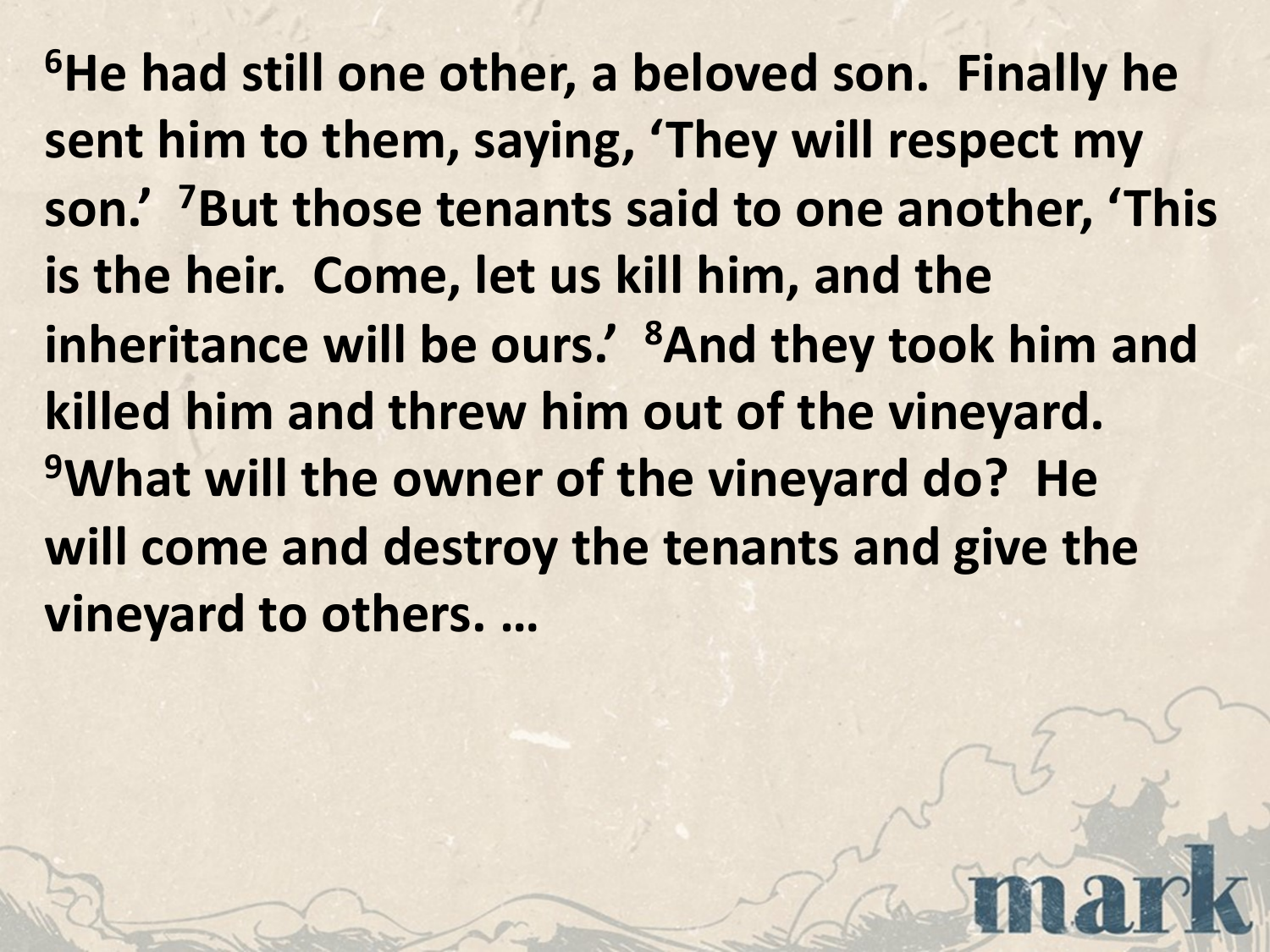**[6]He had still one other, a beloved son. Finally he sent him to them, saying, 'They will respect my son.' [7]But those tenants said to one another, 'This is the heir. Come, let us kill him, and the inheritance will be ours.' [8]And they took him and killed him and threw him out of the vineyard. [9]What will the owner of the vineyard do? He will come and destroy the tenants and give the vineyard to others. …**

mark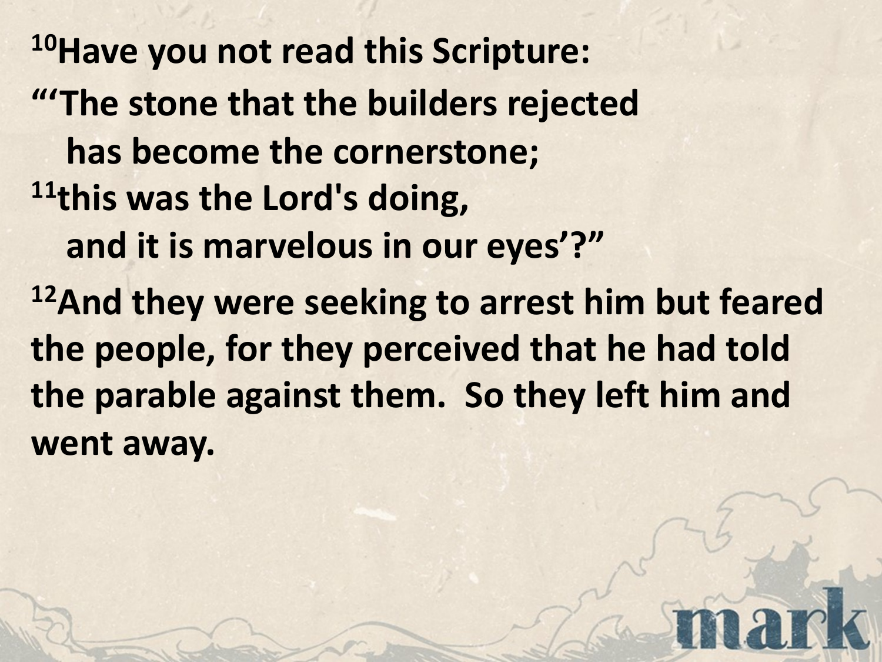**[10]Have you not read this Scripture:**

**“‘The stone that the builders rejected**
**has become the cornerstone;**
**[11]this was the Lord's doing,**
**and it is marvelous in our eyes’?”**

**[12]And they were seeking to arrest him but feared the people, for they perceived that he had told the parable against them. So they left him and went away.**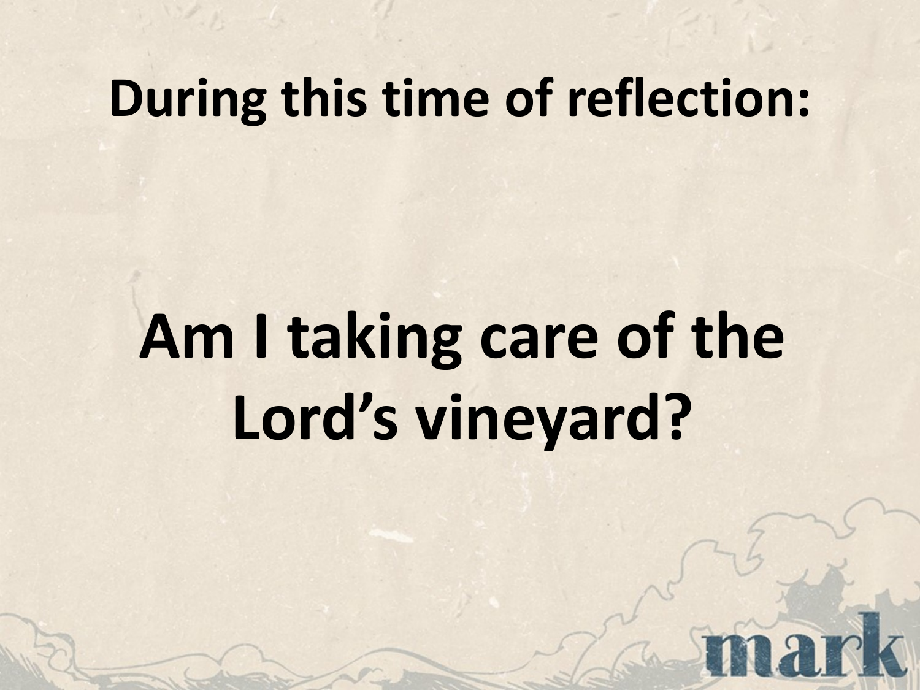# During this time of reflection:

# Am I taking care of the Lord's vineyard?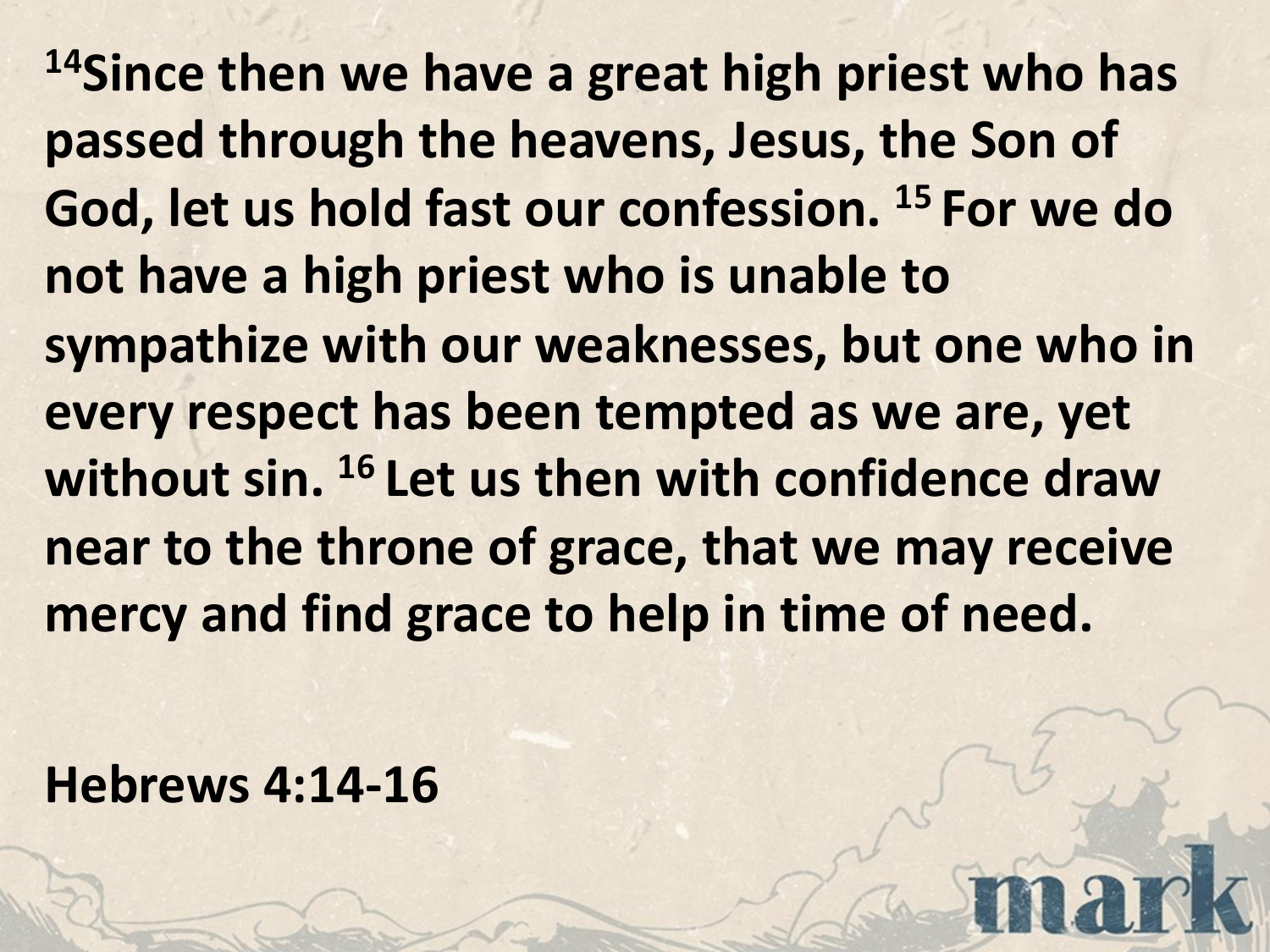**[14]Since then we have a great high priest who has passed through the heavens, Jesus, the Son of God, let us hold fast our confession. [15] For we do not have a high priest who is unable to sympathize with our weaknesses, but one who in every respect has been tempted as we are, yet without sin. [16] Let us then with confidence draw near to the throne of grace, that we may receive mercy and find grace to help in time of need.**

**Hebrews 4:14-16**

mark